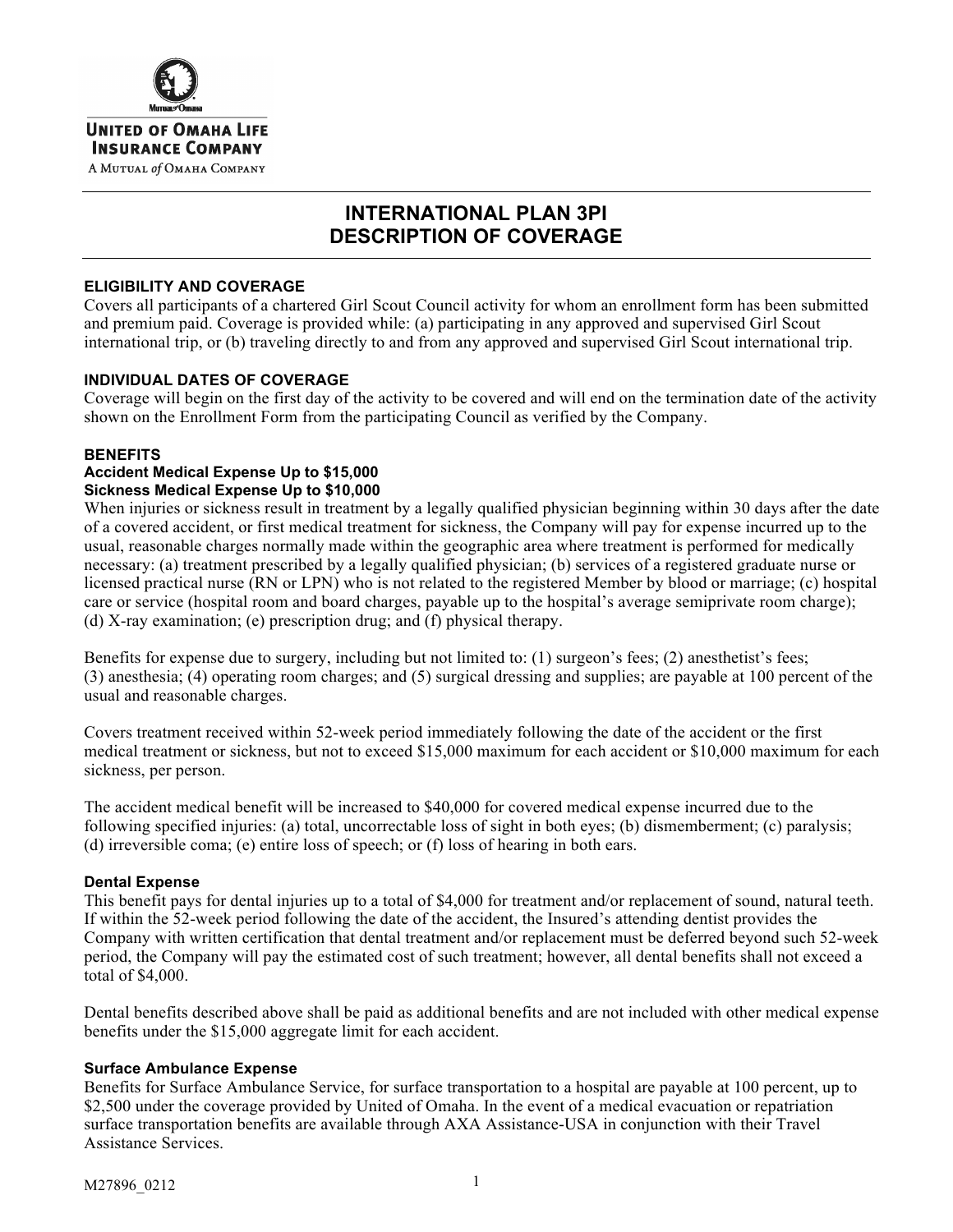**UNITED OF OMAHA LIFE INSURANCE COMPANY**

A MUTUAL *of* OMAHA COMPANY

# INTERNATIONAL PLAN 3PI
# DESCRIPTION OF COVERAGE

### ELIGIBILITY AND COVERAGE

Covers all participants of a chartered Girl Scout Council activity for whom an enrollment form has been submitted and premium paid. Coverage is provided while: (a) participating in any approved and supervised Girl Scout international trip, or (b) traveling directly to and from any approved and supervised Girl Scout international trip.

### INDIVIDUAL DATES OF COVERAGE

Coverage will begin on the first day of the activity to be covered and will end on the termination date of the activity shown on the Enrollment Form from the participating Council as verified by the Company.

### BENEFITS

**Accident Medical Expense Up to $15,000**
**Sickness Medical Expense Up to $10,000**

When injuries or sickness result in treatment by a legally qualified physician beginning within 30 days after the date of a covered accident, or first medical treatment for sickness, the Company will pay for expense incurred up to the usual, reasonable charges normally made within the geographic area where treatment is performed for medically necessary: (a) treatment prescribed by a legally qualified physician; (b) services of a registered graduate nurse or licensed practical nurse (RN or LPN) who is not related to the registered Member by blood or marriage; (c) hospital care or service (hospital room and board charges, payable up to the hospital's average semiprivate room charge); (d) X-ray examination; (e) prescription drug; and (f) physical therapy.

Benefits for expense due to surgery, including but not limited to: (1) surgeon's fees; (2) anesthetist's fees; (3) anesthesia; (4) operating room charges; and (5) surgical dressing and supplies; are payable at 100 percent of the usual and reasonable charges.

Covers treatment received within 52-week period immediately following the date of the accident or the first medical treatment or sickness, but not to exceed $15,000 maximum for each accident or $10,000 maximum for each sickness, per person.

The accident medical benefit will be increased to $40,000 for covered medical expense incurred due to the following specified injuries: (a) total, uncorrectable loss of sight in both eyes; (b) dismemberment; (c) paralysis; (d) irreversible coma; (e) entire loss of speech; or (f) loss of hearing in both ears.

#### Dental Expense

This benefit pays for dental injuries up to a total of $4,000 for treatment and/or replacement of sound, natural teeth. If within the 52-week period following the date of the accident, the Insured's attending dentist provides the Company with written certification that dental treatment and/or replacement must be deferred beyond such 52-week period, the Company will pay the estimated cost of such treatment; however, all dental benefits shall not exceed a total of $4,000.

Dental benefits described above shall be paid as additional benefits and are not included with other medical expense benefits under the $15,000 aggregate limit for each accident.

#### Surface Ambulance Expense

Benefits for Surface Ambulance Service, for surface transportation to a hospital are payable at 100 percent, up to $2,500 under the coverage provided by United of Omaha. In the event of a medical evacuation or repatriation surface transportation benefits are available through AXA Assistance-USA in conjunction with their Travel Assistance Services.

M27896_0212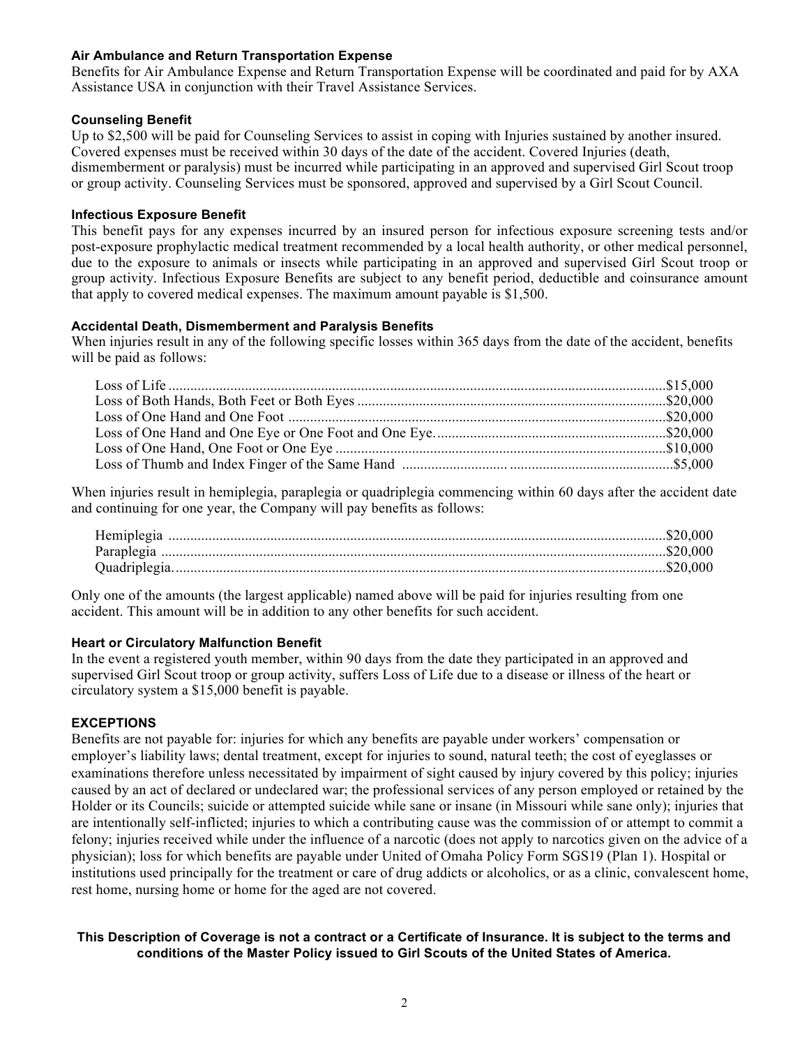### Air Ambulance and Return Transportation Expense

Benefits for Air Ambulance Expense and Return Transportation Expense will be coordinated and paid for by AXA Assistance USA in conjunction with their Travel Assistance Services.

### Counseling Benefit

Up to $2,500 will be paid for Counseling Services to assist in coping with Injuries sustained by another insured. Covered expenses must be received within 30 days of the date of the accident. Covered Injuries (death, dismemberment or paralysis) must be incurred while participating in an approved and supervised Girl Scout troop or group activity. Counseling Services must be sponsored, approved and supervised by a Girl Scout Council.

### Infectious Exposure Benefit

This benefit pays for any expenses incurred by an insured person for infectious exposure screening tests and/or post-exposure prophylactic medical treatment recommended by a local health authority, or other medical personnel, due to the exposure to animals or insects while participating in an approved and supervised Girl Scout troop or group activity. Infectious Exposure Benefits are subject to any benefit period, deductible and coinsurance amount that apply to covered medical expenses. The maximum amount payable is $1,500.

### Accidental Death, Dismemberment and Paralysis Benefits

When injuries result in any of the following specific losses within 365 days from the date of the accident, benefits will be paid as follows:

| | |
|---|---|
| Loss of Life | $15,000 |
| Loss of Both Hands, Both Feet or Both Eyes | $20,000 |
| Loss of One Hand and One Foot | $20,000 |
| Loss of One Hand and One Eye or One Foot and One Eye. | $20,000 |
| Loss of One Hand, One Foot or One Eye | $10,000 |
| Loss of Thumb and Index Finger of the Same Hand | $5,000 |

When injuries result in hemiplegia, paraplegia or quadriplegia commencing within 60 days after the accident date and continuing for one year, the Company will pay benefits as follows:

| | |
|---|---|
| Hemiplegia | $20,000 |
| Paraplegia | $20,000 |
| Quadriplegia. | $20,000 |

Only one of the amounts (the largest applicable) named above will be paid for injuries resulting from one accident. This amount will be in addition to any other benefits for such accident.

### Heart or Circulatory Malfunction Benefit

In the event a registered youth member, within 90 days from the date they participated in an approved and supervised Girl Scout troop or group activity, suffers Loss of Life due to a disease or illness of the heart or circulatory system a $15,000 benefit is payable.

### EXCEPTIONS

Benefits are not payable for: injuries for which any benefits are payable under workers' compensation or employer's liability laws; dental treatment, except for injuries to sound, natural teeth; the cost of eyeglasses or examinations therefore unless necessitated by impairment of sight caused by injury covered by this policy; injuries caused by an act of declared or undeclared war; the professional services of any person employed or retained by the Holder or its Councils; suicide or attempted suicide while sane or insane (in Missouri while sane only); injuries that are intentionally self-inflicted; injuries to which a contributing cause was the commission of or attempt to commit a felony; injuries received while under the influence of a narcotic (does not apply to narcotics given on the advice of a physician); loss for which benefits are payable under United of Omaha Policy Form SGS19 (Plan 1). Hospital or institutions used principally for the treatment or care of drug addicts or alcoholics, or as a clinic, convalescent home, rest home, nursing home or home for the aged are not covered.

**This Description of Coverage is not a contract or a Certificate of Insurance. It is subject to the terms and conditions of the Master Policy issued to Girl Scouts of the United States of America.**